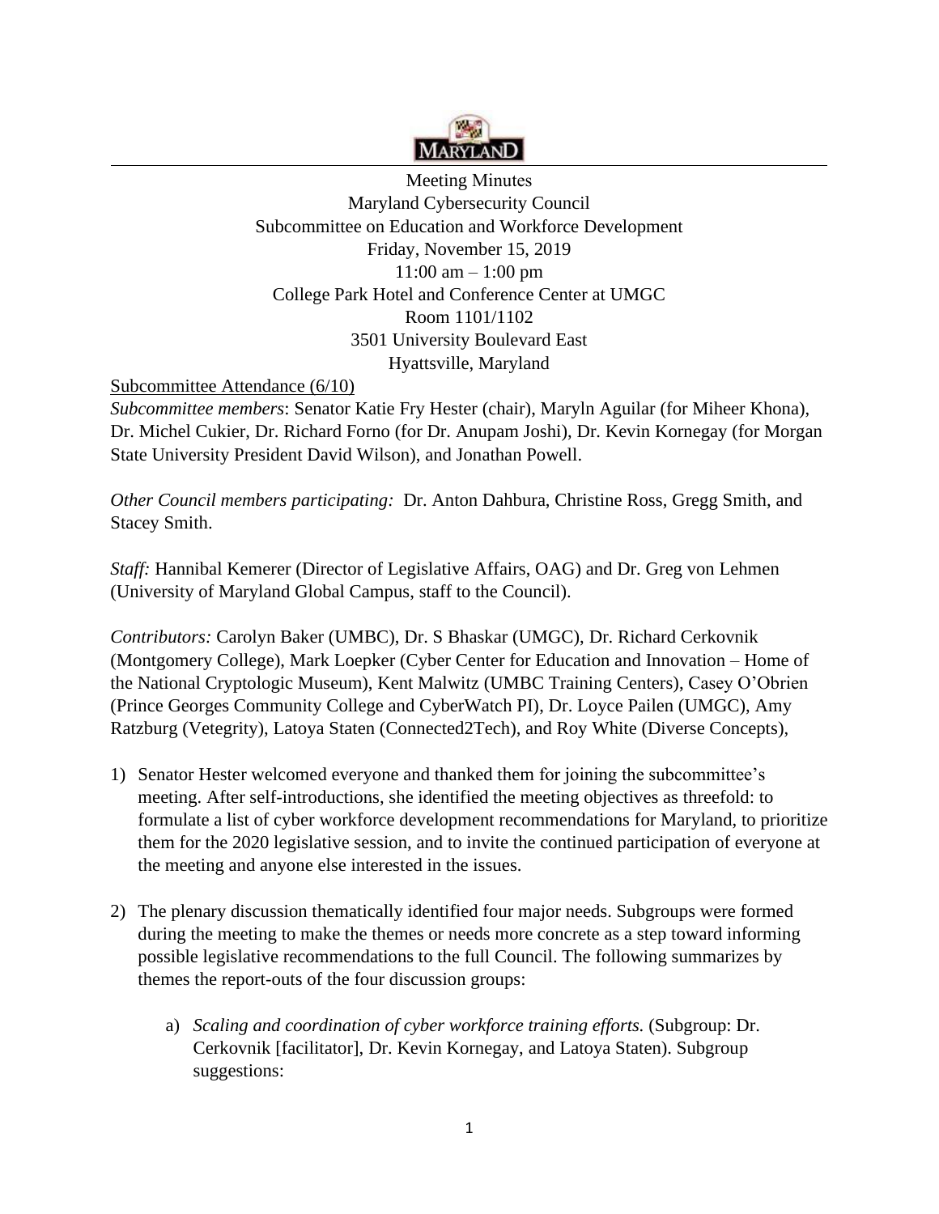Meeting Minutes
Maryland Cybersecurity Council
Subcommittee on Education and Workforce Development
Friday, November 15, 2019
11:00 am – 1:00 pm
College Park Hotel and Conference Center at UMGC
Room 1101/1102
3501 University Boulevard East
Hyattsville, Maryland

Subcommittee Attendance (6/10)

*Subcommittee members*: Senator Katie Fry Hester (chair), Maryln Aguilar (for Miheer Khona), Dr. Michel Cukier, Dr. Richard Forno (for Dr. Anupam Joshi), Dr. Kevin Kornegay (for Morgan State University President David Wilson), and Jonathan Powell.

*Other Council members participating:* Dr. Anton Dahbura, Christine Ross, Gregg Smith, and Stacey Smith.

*Staff:* Hannibal Kemerer (Director of Legislative Affairs, OAG) and Dr. Greg von Lehmen (University of Maryland Global Campus, staff to the Council).

*Contributors:* Carolyn Baker (UMBC), Dr. S Bhaskar (UMGC), Dr. Richard Cerkovnik (Montgomery College), Mark Loepker (Cyber Center for Education and Innovation – Home of the National Cryptologic Museum), Kent Malwitz (UMBC Training Centers), Casey O'Obrien (Prince Georges Community College and CyberWatch PI), Dr. Loyce Pailen (UMGC), Amy Ratzburg (Vetegrity), Latoya Staten (Connected2Tech), and Roy White (Diverse Concepts),

1) Senator Hester welcomed everyone and thanked them for joining the subcommittee's meeting. After self-introductions, she identified the meeting objectives as threefold: to formulate a list of cyber workforce development recommendations for Maryland, to prioritize them for the 2020 legislative session, and to invite the continued participation of everyone at the meeting and anyone else interested in the issues.

2) The plenary discussion thematically identified four major needs. Subgroups were formed during the meeting to make the themes or needs more concrete as a step toward informing possible legislative recommendations to the full Council. The following summarizes by themes the report-outs of the four discussion groups:

   a) *Scaling and coordination of cyber workforce training efforts.* (Subgroup: Dr. Cerkovnik [facilitator], Dr. Kevin Kornegay, and Latoya Staten). Subgroup suggestions: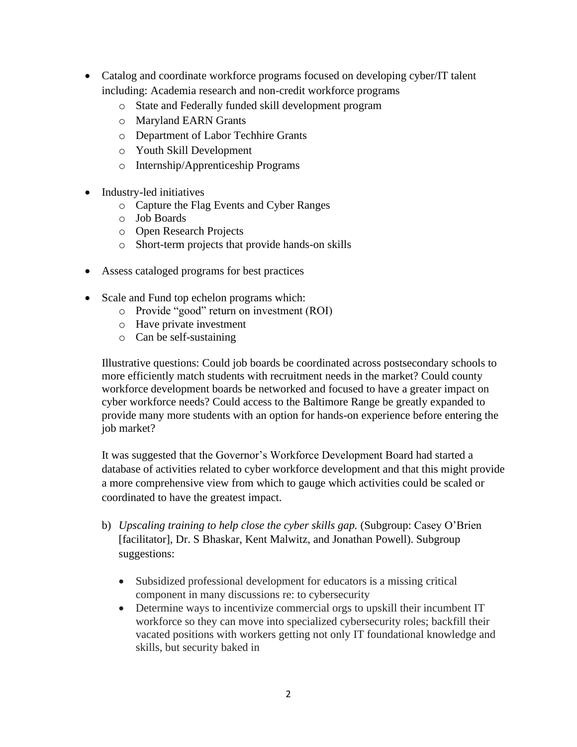- Catalog and coordinate workforce programs focused on developing cyber/IT talent including: Academia research and non-credit workforce programs
  - State and Federally funded skill development program
  - Maryland EARN Grants
  - Department of Labor Techhire Grants
  - Youth Skill Development
  - Internship/Apprenticeship Programs

- Industry-led initiatives
  - Capture the Flag Events and Cyber Ranges
  - Job Boards
  - Open Research Projects
  - Short-term projects that provide hands-on skills

- Assess cataloged programs for best practices

- Scale and Fund top echelon programs which:
  - Provide "good" return on investment (ROI)
  - Have private investment
  - Can be self-sustaining

  Illustrative questions: Could job boards be coordinated across postsecondary schools to more efficiently match students with recruitment needs in the market? Could county workforce development boards be networked and focused to have a greater impact on cyber workforce needs? Could access to the Baltimore Range be greatly expanded to provide many more students with an option for hands-on experience before entering the job market?

  It was suggested that the Governor's Workforce Development Board had started a database of activities related to cyber workforce development and that this might provide a more comprehensive view from which to gauge which activities could be scaled or coordinated to have the greatest impact.

b) *Upscaling training to help close the cyber skills gap.* (Subgroup: Casey O'Brien [facilitator], Dr. S Bhaskar, Kent Malwitz, and Jonathan Powell). Subgroup suggestions:

   - Subsidized professional development for educators is a missing critical component in many discussions re: to cybersecurity
   - Determine ways to incentivize commercial orgs to upskill their incumbent IT workforce so they can move into specialized cybersecurity roles; backfill their vacated positions with workers getting not only IT foundational knowledge and skills, but security baked in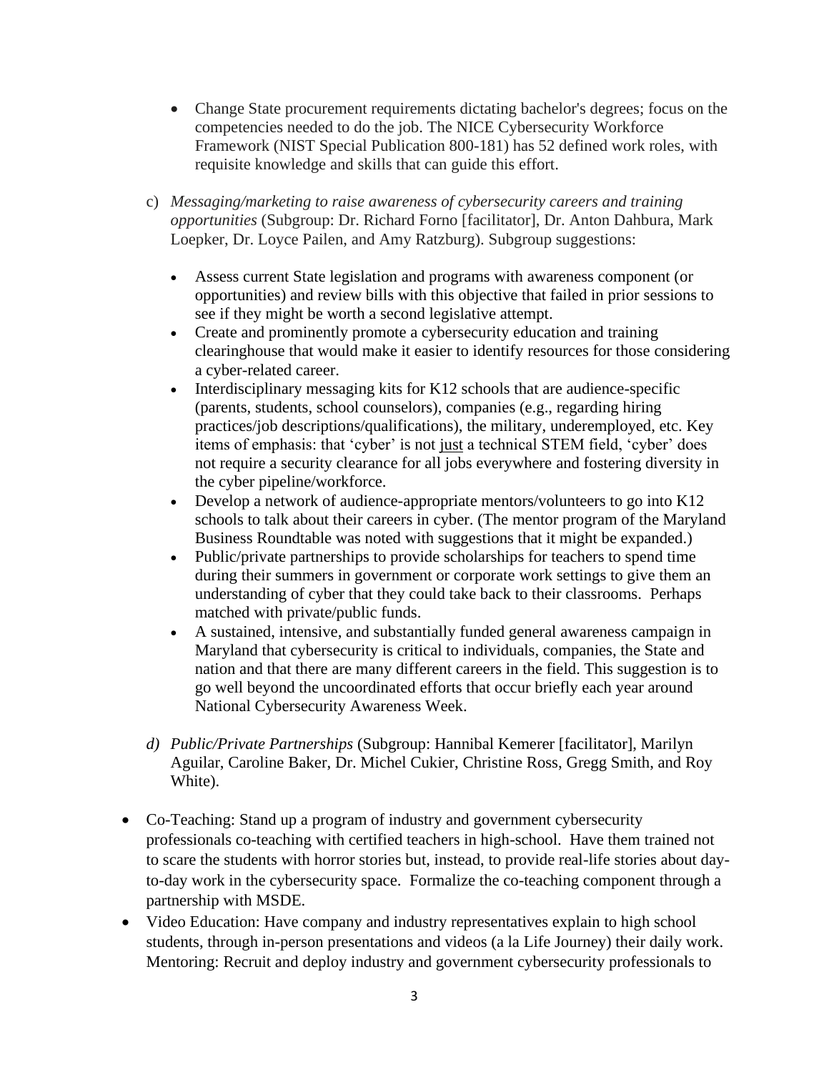- Change State procurement requirements dictating bachelor's degrees; focus on the competencies needed to do the job. The NICE Cybersecurity Workforce Framework (NIST Special Publication 800-181) has 52 defined work roles, with requisite knowledge and skills that can guide this effort.

c) *Messaging/marketing to raise awareness of cybersecurity careers and training opportunities* (Subgroup: Dr. Richard Forno [facilitator], Dr. Anton Dahbura, Mark Loepker, Dr. Loyce Pailen, and Amy Ratzburg). Subgroup suggestions:

- Assess current State legislation and programs with awareness component (or opportunities) and review bills with this objective that failed in prior sessions to see if they might be worth a second legislative attempt.
- Create and prominently promote a cybersecurity education and training clearinghouse that would make it easier to identify resources for those considering a cyber-related career.
- Interdisciplinary messaging kits for K12 schools that are audience-specific (parents, students, school counselors), companies (e.g., regarding hiring practices/job descriptions/qualifications), the military, underemployed, etc. Key items of emphasis: that 'cyber' is not <u>just</u> a technical STEM field, 'cyber' does not require a security clearance for all jobs everywhere and fostering diversity in the cyber pipeline/workforce.
- Develop a network of audience-appropriate mentors/volunteers to go into K12 schools to talk about their careers in cyber. (The mentor program of the Maryland Business Roundtable was noted with suggestions that it might be expanded.)
- Public/private partnerships to provide scholarships for teachers to spend time during their summers in government or corporate work settings to give them an understanding of cyber that they could take back to their classrooms. Perhaps matched with private/public funds.
- A sustained, intensive, and substantially funded general awareness campaign in Maryland that cybersecurity is critical to individuals, companies, the State and nation and that there are many different careers in the field. This suggestion is to go well beyond the uncoordinated efforts that occur briefly each year around National Cybersecurity Awareness Week.

*d) Public/Private Partnerships* (Subgroup: Hannibal Kemerer [facilitator], Marilyn Aguilar, Caroline Baker, Dr. Michel Cukier, Christine Ross, Gregg Smith, and Roy White).

- Co-Teaching: Stand up a program of industry and government cybersecurity professionals co-teaching with certified teachers in high-school. Have them trained not to scare the students with horror stories but, instead, to provide real-life stories about day-to-day work in the cybersecurity space. Formalize the co-teaching component through a partnership with MSDE.
- Video Education: Have company and industry representatives explain to high school students, through in-person presentations and videos (a la Life Journey) their daily work. Mentoring: Recruit and deploy industry and government cybersecurity professionals to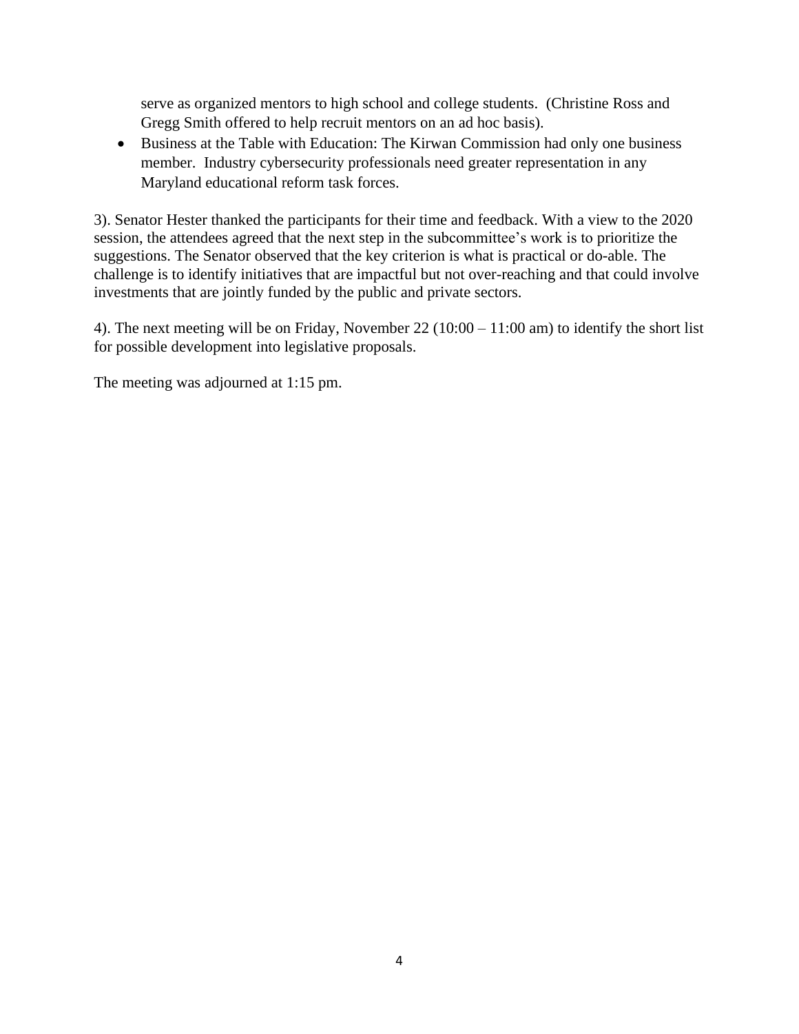serve as organized mentors to high school and college students. (Christine Ross and Gregg Smith offered to help recruit mentors on an ad hoc basis).

- Business at the Table with Education: The Kirwan Commission had only one business member. Industry cybersecurity professionals need greater representation in any Maryland educational reform task forces.

3). Senator Hester thanked the participants for their time and feedback. With a view to the 2020 session, the attendees agreed that the next step in the subcommittee's work is to prioritize the suggestions. The Senator observed that the key criterion is what is practical or do-able. The challenge is to identify initiatives that are impactful but not over-reaching and that could involve investments that are jointly funded by the public and private sectors.

4). The next meeting will be on Friday, November 22 (10:00 – 11:00 am) to identify the short list for possible development into legislative proposals.

The meeting was adjourned at 1:15 pm.